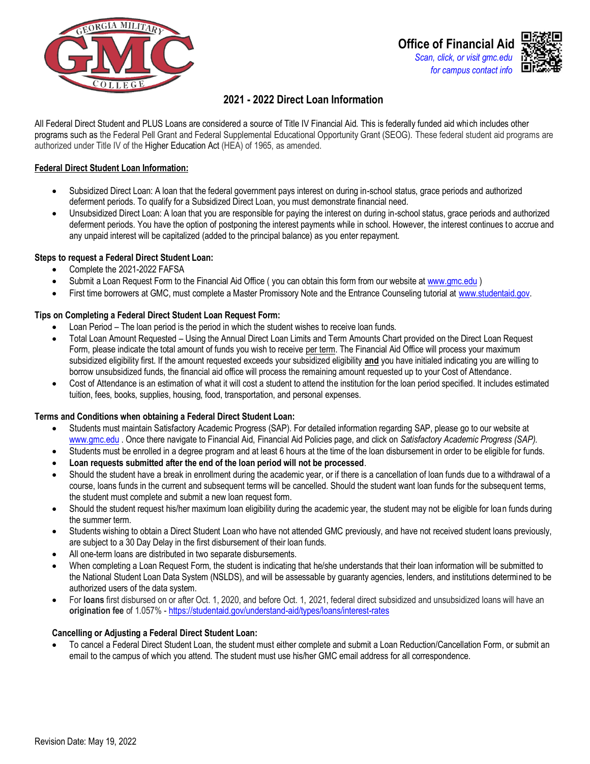**Office of Financial Aid**

*Scan, click, or visit gmc.edu for campus contact info*

# 2021 - 2022 Direct Loan Information

All Federal Direct Student and PLUS Loans are considered a source of Title IV Financial Aid. This is federally funded aid which includes other programs such as the Federal Pell Grant and Federal Supplemental Educational Opportunity Grant (SEOG). These federal student aid programs are authorized under Title IV of the Higher Education Act (HEA) of 1965, as amended.

## Federal Direct Student Loan Information:

- Subsidized Direct Loan: A loan that the federal government pays interest on during in-school status, grace periods and authorized deferment periods. To qualify for a Subsidized Direct Loan, you must demonstrate financial need.
- Unsubsidized Direct Loan: A loan that you are responsible for paying the interest on during in-school status, grace periods and authorized deferment periods. You have the option of postponing the interest payments while in school. However, the interest continues to accrue and any unpaid interest will be capitalized (added to the principal balance) as you enter repayment.

## Steps to request a Federal Direct Student Loan:

- Complete the 2021-2022 FAFSA
- Submit a Loan Request Form to the Financial Aid Office ( you can obtain this form from our website at www.gmc.edu )
- First time borrowers at GMC, must complete a Master Promissory Note and the Entrance Counseling tutorial at www.studentaid.gov.

## Tips on Completing a Federal Direct Student Loan Request Form:

- Loan Period – The loan period is the period in which the student wishes to receive loan funds.
- Total Loan Amount Requested – Using the Annual Direct Loan Limits and Term Amounts Chart provided on the Direct Loan Request Form, please indicate the total amount of funds you wish to receive per term. The Financial Aid Office will process your maximum subsidized eligibility first. If the amount requested exceeds your subsidized eligibility **and** you have initialed indicating you are willing to borrow unsubsidized funds, the financial aid office will process the remaining amount requested up to your Cost of Attendance.
- Cost of Attendance is an estimation of what it will cost a student to attend the institution for the loan period specified. It includes estimated tuition, fees, books, supplies, housing, food, transportation, and personal expenses.

## Terms and Conditions when obtaining a Federal Direct Student Loan:

- Students must maintain Satisfactory Academic Progress (SAP). For detailed information regarding SAP, please go to our website at www.gmc.edu . Once there navigate to Financial Aid, Financial Aid Policies page, and click on *Satisfactory Academic Progress (SAP).*
- Students must be enrolled in a degree program and at least 6 hours at the time of the loan disbursement in order to be eligible for funds.
- **Loan requests submitted after the end of the loan period will not be processed**.
- Should the student have a break in enrollment during the academic year, or if there is a cancellation of loan funds due to a withdrawal of a course, loans funds in the current and subsequent terms will be cancelled. Should the student want loan funds for the subsequent terms, the student must complete and submit a new loan request form.
- Should the student request his/her maximum loan eligibility during the academic year, the student may not be eligible for loan funds during the summer term.
- Students wishing to obtain a Direct Student Loan who have not attended GMC previously, and have not received student loans previously, are subject to a 30 Day Delay in the first disbursement of their loan funds.
- All one-term loans are distributed in two separate disbursements.
- When completing a Loan Request Form, the student is indicating that he/she understands that their loan information will be submitted to the National Student Loan Data System (NSLDS), and will be assessable by guaranty agencies, lenders, and institutions determined to be authorized users of the data system.
- For **loans** first disbursed on or after Oct. 1, 2020, and before Oct. 1, 2021, federal direct subsidized and unsubsidized loans will have an **origination fee** of 1.057% - https://studentaid.gov/understand-aid/types/loans/interest-rates

## Cancelling or Adjusting a Federal Direct Student Loan:

- To cancel a Federal Direct Student Loan, the student must either complete and submit a Loan Reduction/Cancellation Form, or submit an email to the campus of which you attend. The student must use his/her GMC email address for all correspondence.

Revision Date: May 19, 2022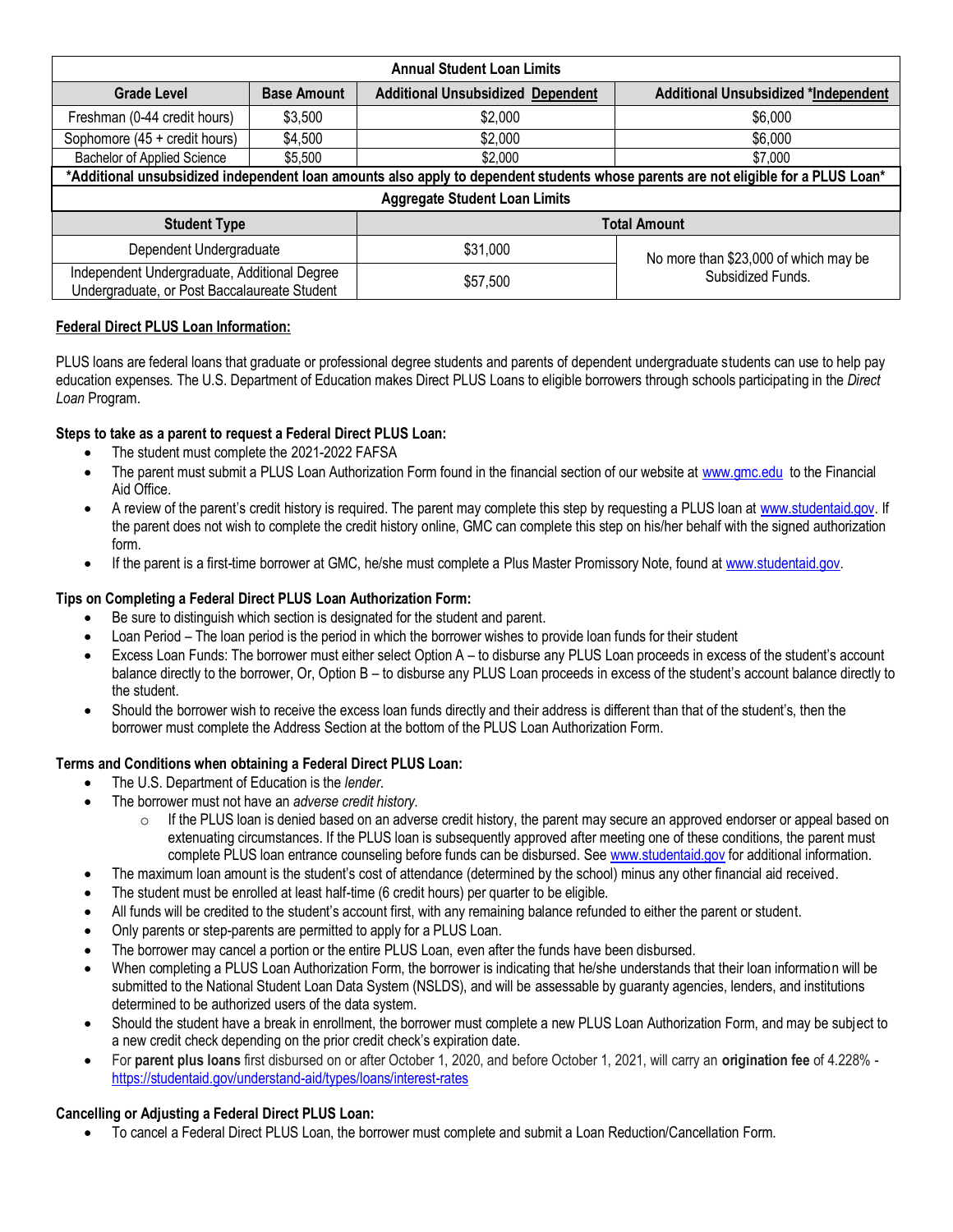| Annual Student Loan Limits | | | |
|---|---|---|---|
| **Grade Level** | **Base Amount** | **Additional Unsubsidized Dependent** | **Additional Unsubsidized *Independent** |
| Freshman (0-44 credit hours) | $3,500 | $2,000 | $6,000 |
| Sophomore (45 + credit hours) | $4,500 | $2,000 | $6,000 |
| Bachelor of Applied Science | $5,500 | $2,000 | $7,000 |

***Additional unsubsidized independent loan amounts also apply to dependent students whose parents are not eligible for a PLUS Loan***

| Aggregate Student Loan Limits | | |
|---|---|---|
| **Student Type** | **Total Amount** | |
| Dependent Undergraduate | $31,000 | No more than $23,000 of which may be Subsidized Funds. |
| Independent Undergraduate, Additional Degree Undergraduate, or Post Baccalaureate Student | $57,500 | |

**Federal Direct PLUS Loan Information:**

PLUS loans are federal loans that graduate or professional degree students and parents of dependent undergraduate students can use to help pay education expenses. The U.S. Department of Education makes Direct PLUS Loans to eligible borrowers through schools participating in the *Direct Loan* Program.

**Steps to take as a parent to request a Federal Direct PLUS Loan:**

- The student must complete the 2021-2022 FAFSA
- The parent must submit a PLUS Loan Authorization Form found in the financial section of our website at www.gmc.edu to the Financial Aid Office.
- A review of the parent's credit history is required. The parent may complete this step by requesting a PLUS loan at www.studentaid.gov. If the parent does not wish to complete the credit history online, GMC can complete this step on his/her behalf with the signed authorization form.
- If the parent is a first-time borrower at GMC, he/she must complete a Plus Master Promissory Note, found at www.studentaid.gov.

**Tips on Completing a Federal Direct PLUS Loan Authorization Form:**

- Be sure to distinguish which section is designated for the student and parent.
- Loan Period – The loan period is the period in which the borrower wishes to provide loan funds for their student
- Excess Loan Funds: The borrower must either select Option A – to disburse any PLUS Loan proceeds in excess of the student's account balance directly to the borrower, Or, Option B – to disburse any PLUS Loan proceeds in excess of the student's account balance directly to the student.
- Should the borrower wish to receive the excess loan funds directly and their address is different than that of the student's, then the borrower must complete the Address Section at the bottom of the PLUS Loan Authorization Form.

**Terms and Conditions when obtaining a Federal Direct PLUS Loan:**

- The U.S. Department of Education is the *lender*.
- The borrower must not have an *adverse credit history*.
  - If the PLUS loan is denied based on an adverse credit history, the parent may secure an approved endorser or appeal based on extenuating circumstances. If the PLUS loan is subsequently approved after meeting one of these conditions, the parent must complete PLUS loan entrance counseling before funds can be disbursed. See www.studentaid.gov for additional information.
- The maximum loan amount is the student's cost of attendance (determined by the school) minus any other financial aid received.
- The student must be enrolled at least half-time (6 credit hours) per quarter to be eligible.
- All funds will be credited to the student's account first, with any remaining balance refunded to either the parent or student.
- Only parents or step-parents are permitted to apply for a PLUS Loan.
- The borrower may cancel a portion or the entire PLUS Loan, even after the funds have been disbursed.
- When completing a PLUS Loan Authorization Form, the borrower is indicating that he/she understands that their loan information will be submitted to the National Student Loan Data System (NSLDS), and will be assessable by guaranty agencies, lenders, and institutions determined to be authorized users of the data system.
- Should the student have a break in enrollment, the borrower must complete a new PLUS Loan Authorization Form, and may be subject to a new credit check depending on the prior credit check's expiration date.
- For **parent plus loans** first disbursed on or after October 1, 2020, and before October 1, 2021, will carry an **origination fee** of 4.228% - https://studentaid.gov/understand-aid/types/loans/interest-rates

**Cancelling or Adjusting a Federal Direct PLUS Loan:**

- To cancel a Federal Direct PLUS Loan, the borrower must complete and submit a Loan Reduction/Cancellation Form.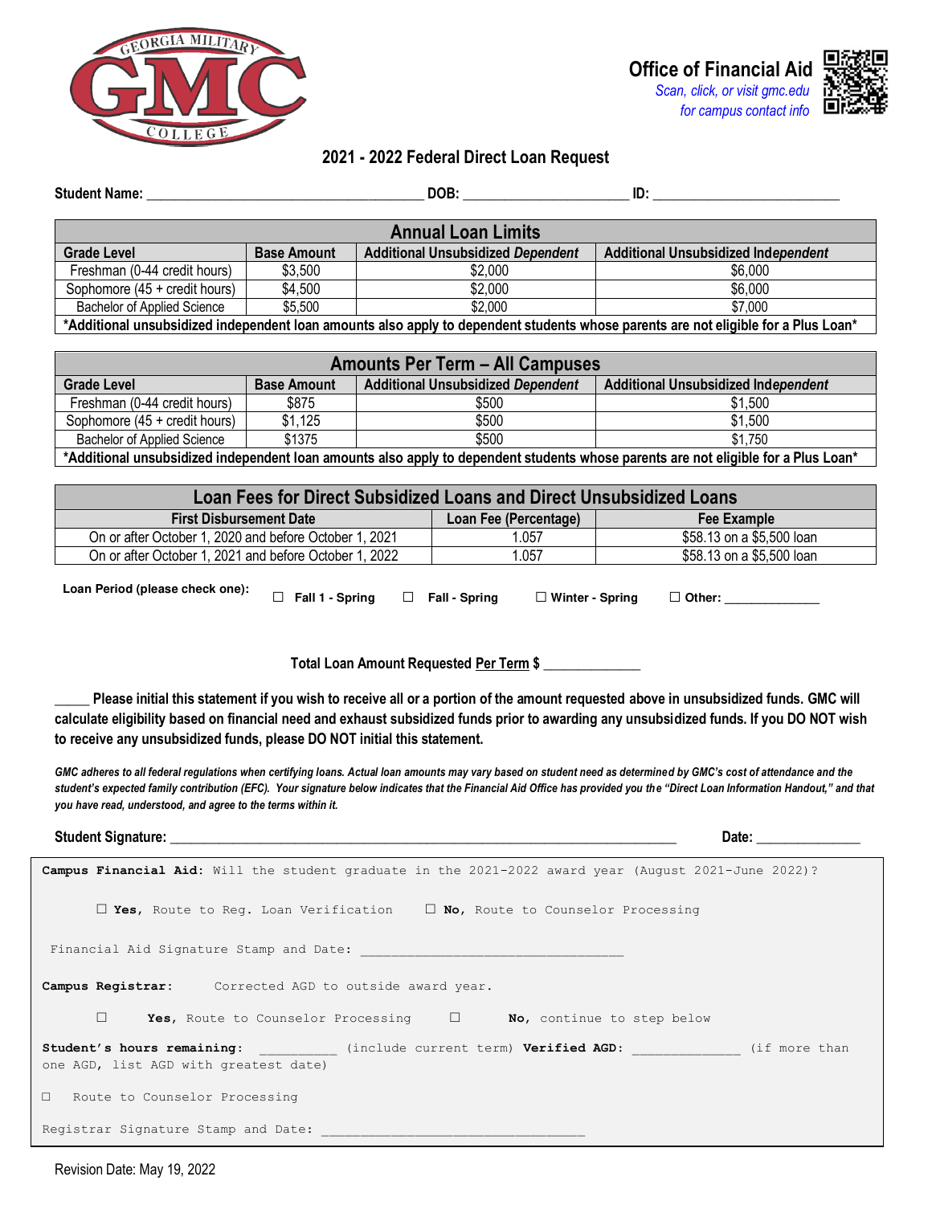Office of Financial Aid

*Scan, click, or visit gmc.edu for campus contact info*

# 2021 - 2022 Federal Direct Loan Request

**Student Name:** ________________________________________ **DOB:** ________________________ **ID:** ____________________________

| Annual Loan Limits | | | |
|---|---|---|---|
| **Grade Level** | **Base Amount** | **Additional Unsubsidized *Dependent*** | **Additional Unsubsidized Ind*ependent*** |
| Freshman (0-44 credit hours) | $3,500 | $2,000 | $6,000 |
| Sophomore (45 + credit hours) | $4,500 | $2,000 | $6,000 |
| Bachelor of Applied Science | $5,500 | $2,000 | $7,000 |
| ***Additional unsubsidized independent loan amounts also apply to dependent students whose parents are not eligible for a Plus Loan*** | | | |

| Amounts Per Term – All Campuses | | | |
|---|---|---|---|
| **Grade Level** | **Base Amount** | **Additional Unsubsidized *Dependent*** | **Additional Unsubsidized Ind*ependent*** |
| Freshman (0-44 credit hours) | $875 | $500 | $1,500 |
| Sophomore (45 + credit hours) | $1,125 | $500 | $1,500 |
| Bachelor of Applied Science | $1375 | $500 | $1,750 |
| ***Additional unsubsidized independent loan amounts also apply to dependent students whose parents are not eligible for a Plus Loan*** | | | |

| Loan Fees for Direct Subsidized Loans and Direct Unsubsidized Loans | | |
|---|---|---|
| **First Disbursement Date** | **Loan Fee (Percentage)** | **Fee Example** |
| On or after October 1, 2020 and before October 1, 2021 | 1.057 | $58.13 on a $5,500 loan |
| On or after October 1, 2021 and before October 1, 2022 | 1.057 | $58.13 on a $5,500 loan |

**Loan Period (please check one):** ☐ **Fall 1 - Spring** ☐ **Fall - Spring** ☐ **Winter - Spring** ☐ **Other:** ______________

**Total Loan Amount Requested Per Term $** ______________

_____ **Please initial this statement if you wish to receive all or a portion of the amount requested above in unsubsidized funds. GMC will calculate eligibility based on financial need and exhaust subsidized funds prior to awarding any unsubsidized funds. If you DO NOT wish to receive any unsubsidized funds, please DO NOT initial this statement.**

***GMC adheres to all federal regulations when certifying loans. Actual loan amounts may vary based on student need as determined by GMC's cost of attendance and the student's expected family contribution (EFC). Your signature below indicates that the Financial Aid Office has provided you the "Direct Loan Information Handout," and that you have read, understood, and agree to the terms within it.***

**Student Signature:** ________________________________________________________________ **Date:** ______________

**Campus Financial Aid:** Will the student graduate in the 2021-2022 award year (August 2021-June 2022)?

☐ **Yes**, Route to Reg. Loan Verification ☐ **No**, Route to Counselor Processing

Financial Aid Signature Stamp and Date: ________________________________

**Campus Registrar:** Corrected AGD to outside award year.

☐ **Yes**, Route to Counselor Processing ☐ **No**, continue to step below

**Student's hours remaining:** __________ (include current term) **Verified AGD:** ______________ (if more than one AGD, list AGD with greatest date)

☐ Route to Counselor Processing

Registrar Signature Stamp and Date: ________________________________

Revision Date: May 19, 2022